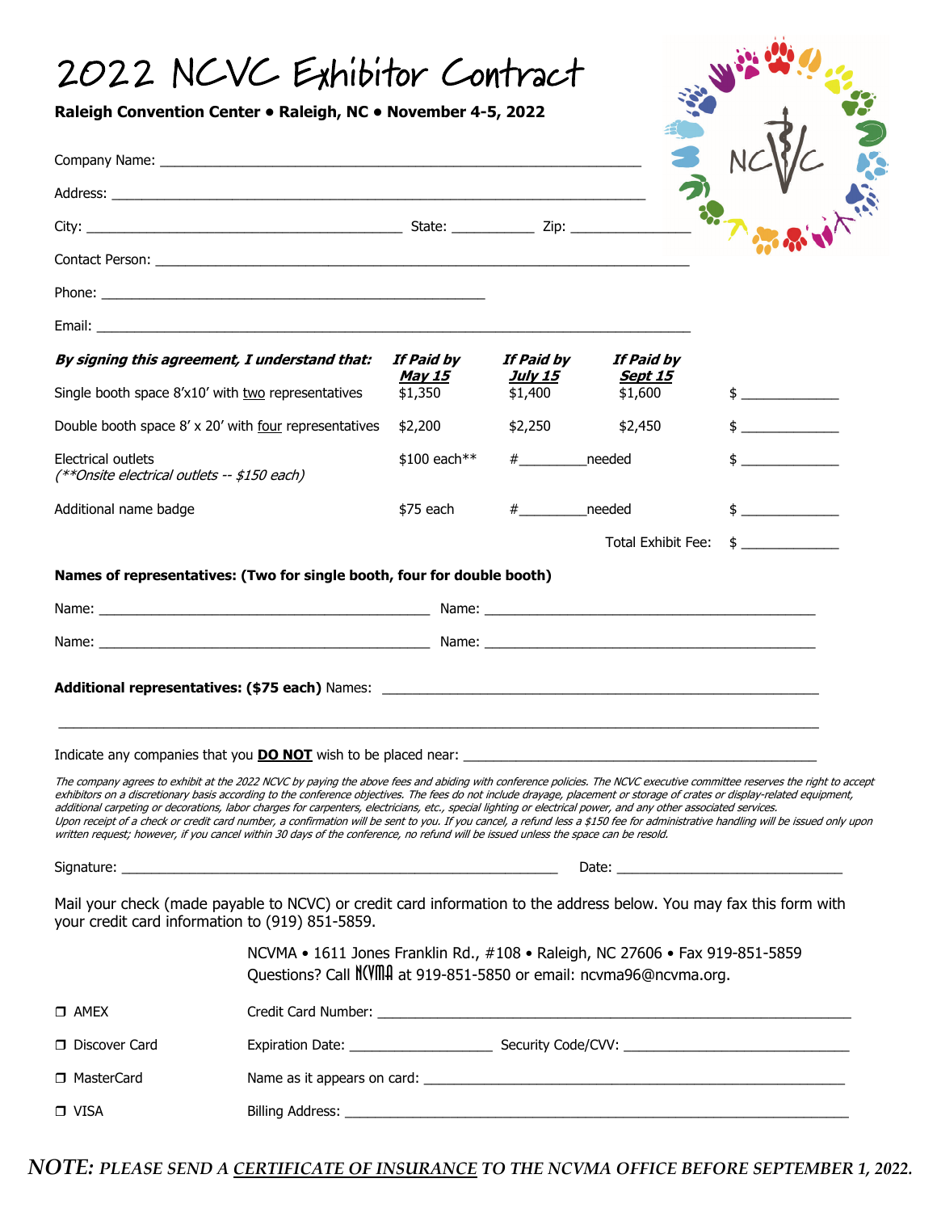# 2022 NCVC Exhibitor Contract

**Raleigh Convention Center • Raleigh, NC • November 4-5, 2022**

Company Name: ____________________________________________

Address: ____________________________________________

City: ______________________________ State: __________ Zip: ______________

Contact Person: ____________________________________________

Phone: ______________________________

Email: ____________________________________________

| ***By signing this agreement, I understand that:*** | ***If Paid by <u>May 15</u>*** | ***If Paid by <u>July 15</u>*** | ***If Paid by <u>Sept 15</u>*** | |
|---|---|---|---|---|
| Single booth space 8'x10' with <u>two</u> representatives | $1,350 | $1,400 | $1,600 | $ __________ |
| Double booth space 8' x 20' with <u>four</u> representatives | $2,200 | $2,250 | $2,450 | $ __________ |
| Electrical outlets *(**Onsite electrical outlets -- $150 each)* | $100 each** | #________needed | | $ __________ |
| Additional name badge | $75 each | #________needed | | $ __________ |
| | | | Total Exhibit Fee: | $ __________ |

**Names of representatives: (Two for single booth, four for double booth)**

Name: ______________________________ Name: ______________________________

Name: ______________________________ Name: ______________________________

**Additional representatives: ($75 each)** Names: ____________________________________________

____________________________________________

Indicate any companies that you **<u>DO NOT</u>** wish to be placed near: ______________________________

*The company agrees to exhibit at the 2022 NCVC by paying the above fees and abiding with conference policies. The NCVC executive committee reserves the right to accept exhibitors on a discretionary basis according to the conference objectives. The fees do not include drayage, placement or storage of crates or display-related equipment, additional carpeting or decorations, labor charges for carpenters, electricians, etc., special lighting or electrical power, and any other associated services. Upon receipt of a check or credit card number, a confirmation will be sent to you. If you cancel, a refund less a $150 fee for administrative handling will be issued only upon written request; however, if you cancel within 30 days of the conference, no refund will be issued unless the space can be resold.*

Signature: ____________________________________________ Date: ______________________

Mail your check (made payable to NCVC) or credit card information to the address below. You may fax this form with your credit card information to (919) 851-5859.

NCVMA • 1611 Jones Franklin Rd., #108 • Raleigh, NC 27606 • Fax 919-851-5859
Questions? Call NCVMA at 919-851-5850 or email: ncvma96@ncvma.org.

- ❒ AMEX — Credit Card Number: ____________________________________________
- ❒ Discover Card — Expiration Date: ______________ Security Code/CVV: ______________________
- ❒ MasterCard — Name as it appears on card: ____________________________________________
- ❒ VISA — Billing Address: ____________________________________________

***NOTE:* PLEASE SEND A <u>CERTIFICATE OF INSURANCE</u> TO THE NCVMA OFFICE BEFORE SEPTEMBER 1, 2022.**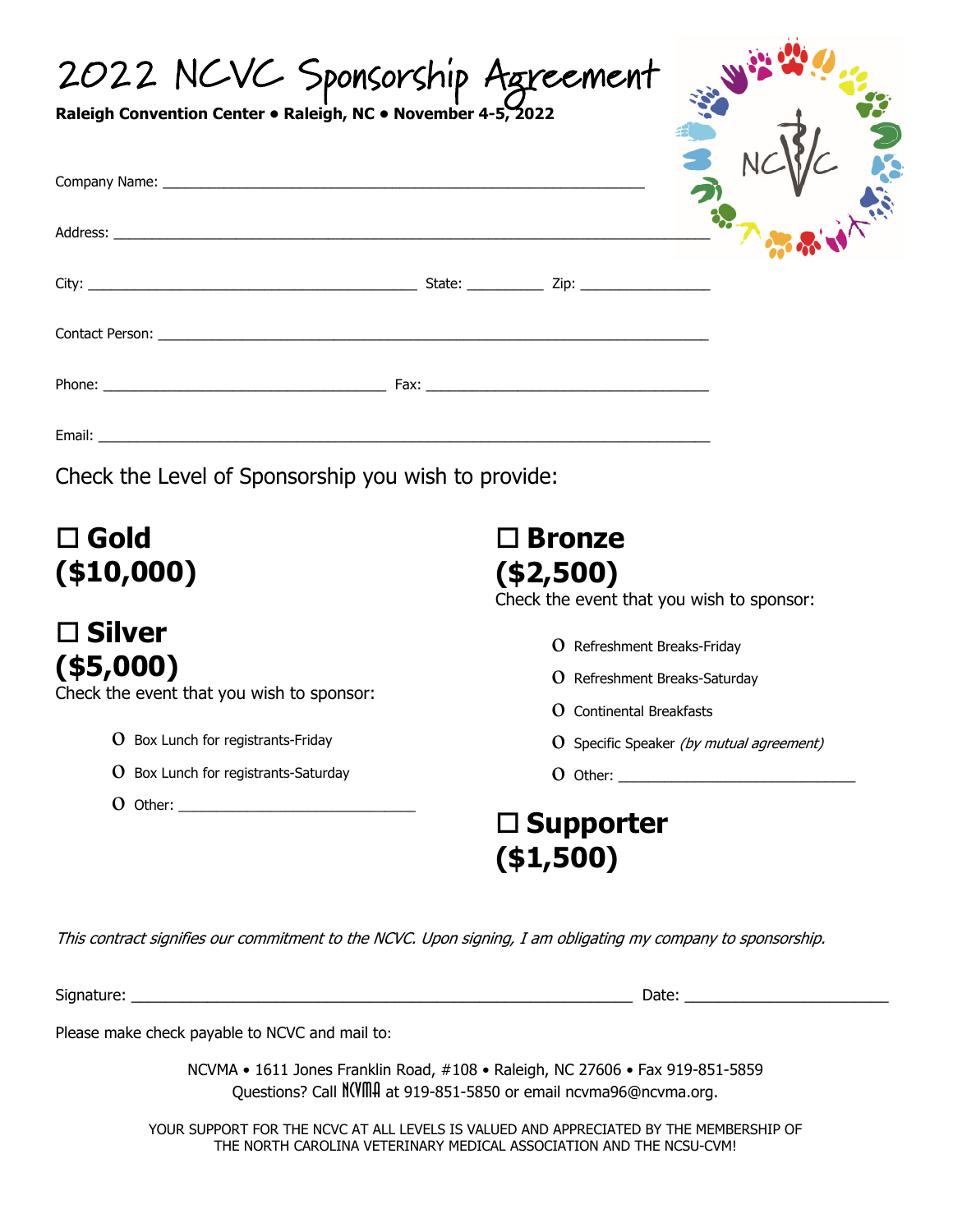# 2022 NCVC Sponsorship Agreement

**Raleigh Convention Center • Raleigh, NC • November 4-5, 2022**

Company Name: ___________________________________________________________

Address: _______________________________________________________________

City: _________________________________ State: _________ Zip: _______________

Contact Person: _________________________________________________________

Phone: _________________________________ Fax: _________________________________

Email: _________________________________________________________________

Check the Level of Sponsorship you wish to provide:

## ☐ Gold ($10,000)

## ☐ Silver ($5,000)

Check the event that you wish to sponsor:

- O Box Lunch for registrants-Friday
- O Box Lunch for registrants-Saturday
- O Other: ______________________________

## ☐ Bronze ($2,500)

Check the event that you wish to sponsor:

- O Refreshment Breaks-Friday
- O Refreshment Breaks-Saturday
- O Continental Breakfasts
- O Specific Speaker *(by mutual agreement)*
- O Other: ______________________________

## ☐ Supporter ($1,500)

*This contract signifies our commitment to the NCVC. Upon signing, I am obligating my company to sponsorship.*

Signature: ___________________________________________________ Date: ________________________

Please make check payable to NCVC and mail to:

NCVMA • 1611 Jones Franklin Road, #108 • Raleigh, NC 27606 • Fax 919-851-5859
Questions? Call NCVMA at 919-851-5850 or email ncvma96@ncvma.org.

YOUR SUPPORT FOR THE NCVC AT ALL LEVELS IS VALUED AND APPRECIATED BY THE MEMBERSHIP OF THE NORTH CAROLINA VETERINARY MEDICAL ASSOCIATION AND THE NCSU-CVM!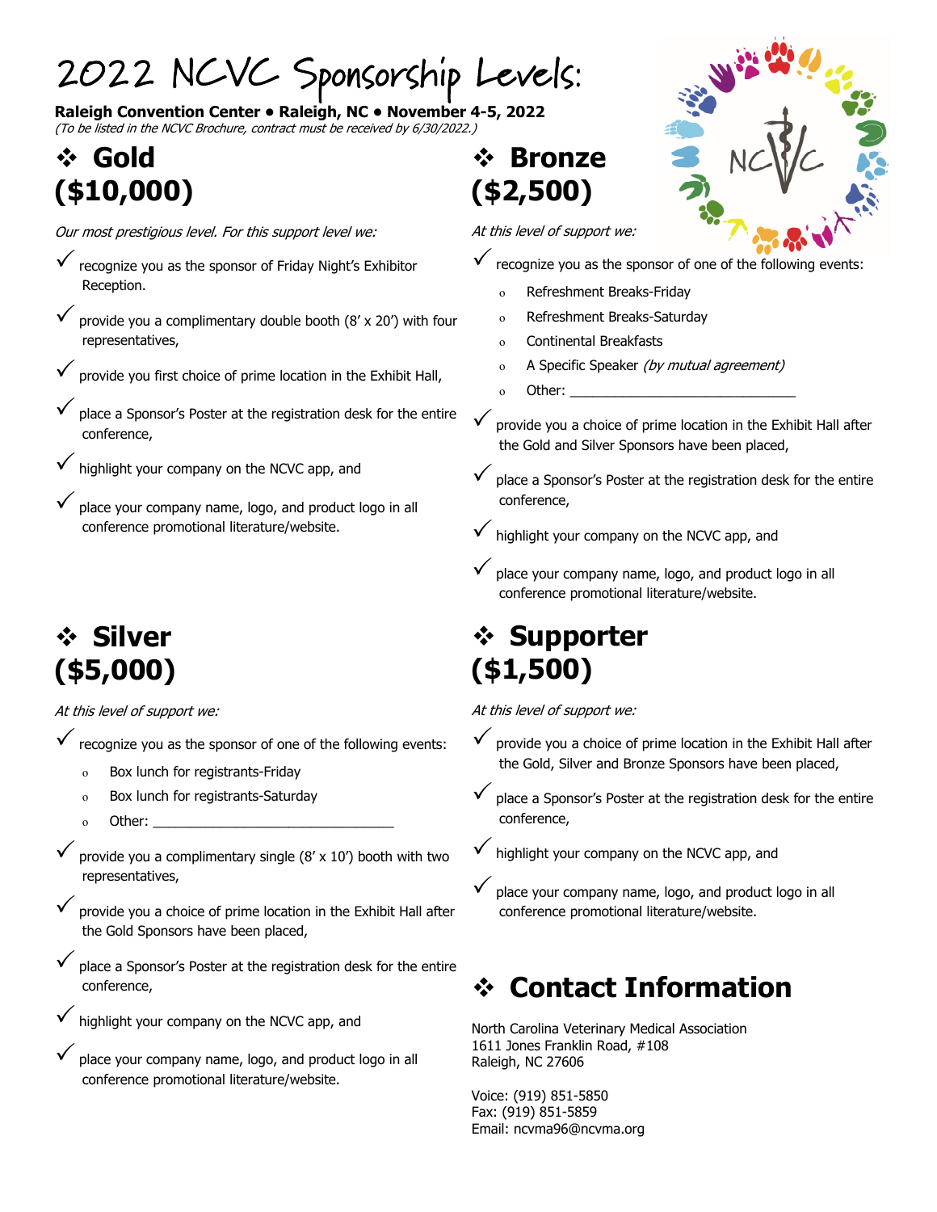# 2022 NCVC Sponsorship Levels:

**Raleigh Convention Center • Raleigh, NC • November 4-5, 2022**
*(To be listed in the NCVC Brochure, contract must be received by 6/30/2022.)*

## ❖ Gold ($10,000)

*Our most prestigious level. For this support level we:*

- ✓ recognize you as the sponsor of Friday Night's Exhibitor Reception.
- ✓ provide you a complimentary double booth (8' x 20') with four representatives,
- ✓ provide you first choice of prime location in the Exhibit Hall,
- ✓ place a Sponsor's Poster at the registration desk for the entire conference,
- ✓ highlight your company on the NCVC app, and
- ✓ place your company name, logo, and product logo in all conference promotional literature/website.

## ❖ Silver ($5,000)

*At this level of support we:*

- ✓ recognize you as the sponsor of one of the following events:
  - Box lunch for registrants-Friday
  - Box lunch for registrants-Saturday
  - Other: ________________________________
- ✓ provide you a complimentary single (8' x 10') booth with two representatives,
- ✓ provide you a choice of prime location in the Exhibit Hall after the Gold Sponsors have been placed,
- ✓ place a Sponsor's Poster at the registration desk for the entire conference,
- ✓ highlight your company on the NCVC app, and
- ✓ place your company name, logo, and product logo in all conference promotional literature/website.

## ❖ Bronze ($2,500)

*At this level of support we:*

- ✓ recognize you as the sponsor of one of the following events:
  - Refreshment Breaks-Friday
  - Refreshment Breaks-Saturday
  - Continental Breakfasts
  - A Specific Speaker *(by mutual agreement)*
  - Other: ______________________________
- ✓ provide you a choice of prime location in the Exhibit Hall after the Gold and Silver Sponsors have been placed,
- ✓ place a Sponsor's Poster at the registration desk for the entire conference,
- ✓ highlight your company on the NCVC app, and
- ✓ place your company name, logo, and product logo in all conference promotional literature/website.

## ❖ Supporter ($1,500)

*At this level of support we:*

- ✓ provide you a choice of prime location in the Exhibit Hall after the Gold, Silver and Bronze Sponsors have been placed,
- ✓ place a Sponsor's Poster at the registration desk for the entire conference,
- ✓ highlight your company on the NCVC app, and
- ✓ place your company name, logo, and product logo in all conference promotional literature/website.

## ❖ Contact Information

North Carolina Veterinary Medical Association
1611 Jones Franklin Road, #108
Raleigh, NC 27606

Voice: (919) 851-5850
Fax: (919) 851-5859
Email: ncvma96@ncvma.org